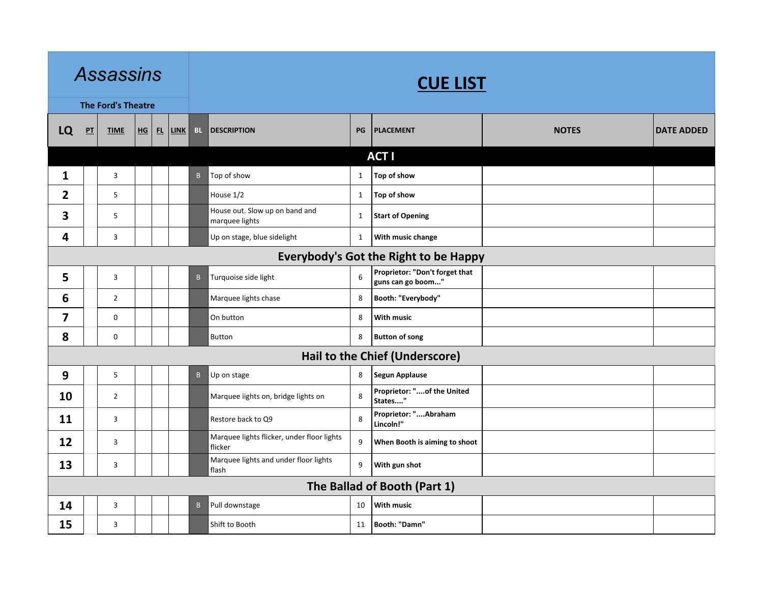# *Assassins*

**The Ford's Theatre**

## CUE LIST

| LQ | PT | TIME | HG | FL | LINK | BL | DESCRIPTION | PG | PLACEMENT | NOTES | DATE ADDED |
|---|---|---|---|---|---|---|---|---|---|---|---|
| **ACT I** | | | | | | | | | | | |
| **1** | | 3 | | | | B | Top of show | 1 | **Top of show** | | |
| **2** | | 5 | | | | | House 1/2 | 1 | **Top of show** | | |
| **3** | | 5 | | | | | House out. Slow up on band and marquee lights | 1 | **Start of Opening** | | |
| **4** | | 3 | | | | | Up on stage, blue sidelight | 1 | **With music change** | | |
| **Everybody's Got the Right to be Happy** | | | | | | | | | | | |
| **5** | | 3 | | | | B | Turquoise side light | 6 | **Proprietor: "Don't forget that guns can go boom..."** | | |
| **6** | | 2 | | | | | Marquee lights chase | 8 | **Booth: "Everybody"** | | |
| **7** | | 0 | | | | | On button | 8 | **With music** | | |
| **8** | | 0 | | | | | Button | 8 | **Button of song** | | |
| **Hail to the Chief (Underscore)** | | | | | | | | | | | |
| **9** | | 5 | | | | B | Up on stage | 8 | **Segun Applause** | | |
| **10** | | 2 | | | | | Marquee iights on, bridge lights on | 8 | **Proprietor: "....of the United States...."** | | |
| **11** | | 3 | | | | | Restore back to Q9 | 8 | **Proprietor: "....Abraham Lincoln!"** | | |
| **12** | | 3 | | | | | Marquee lights flicker, under floor lights flicker | 9 | **When Booth is aiming to shoot** | | |
| **13** | | 3 | | | | | Marquee lights and under floor lights flash | 9 | **With gun shot** | | |
| **The Ballad of Booth (Part 1)** | | | | | | | | | | | |
| **14** | | 3 | | | | B | Pull downstage | 10 | **With music** | | |
| **15** | | 3 | | | | | Shift to Booth | 11 | **Booth: "Damn"** | | |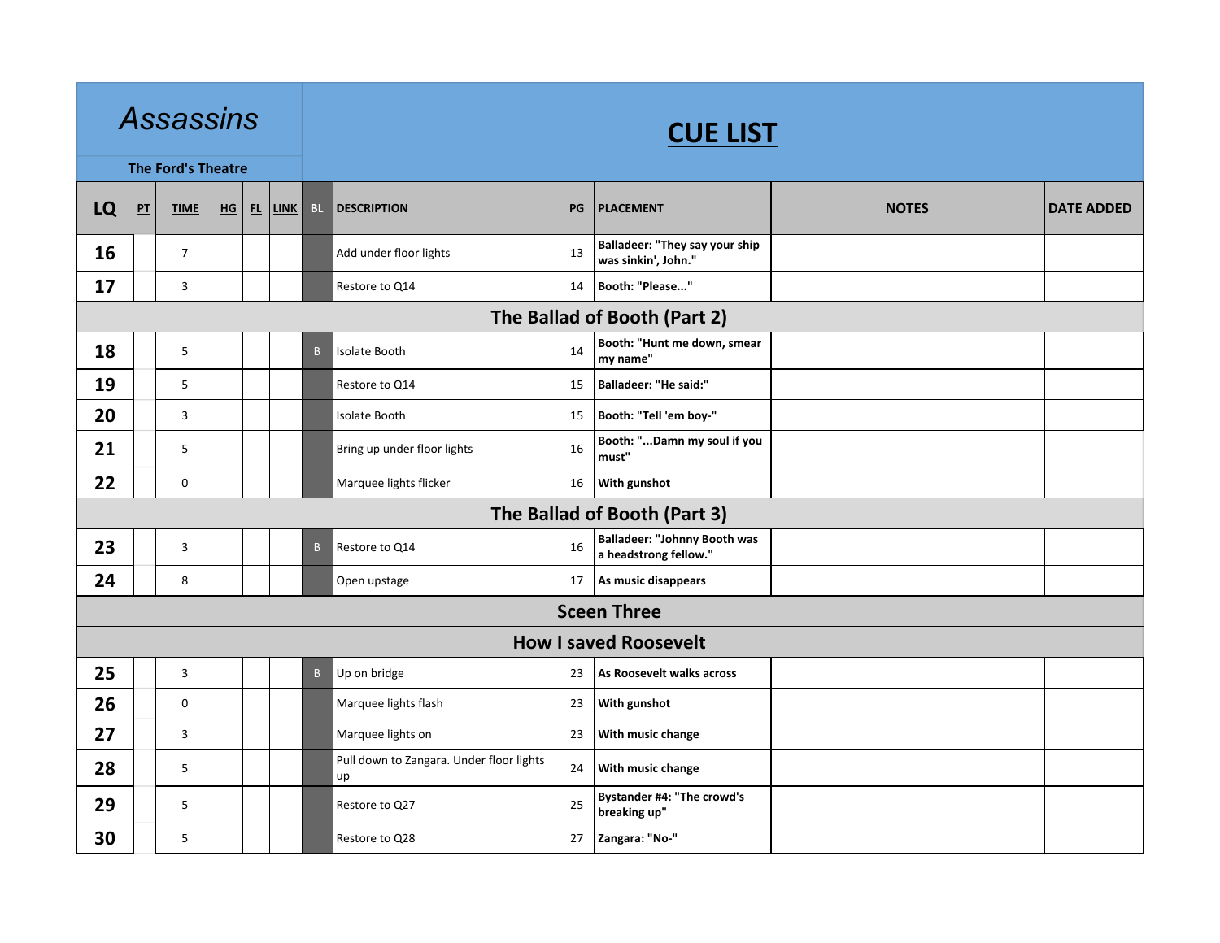# *Assassins*

**The Ford's Theatre**

## CUE LIST

| LQ | PT | TIME | HG | FL | LINK | BL | DESCRIPTION | PG | PLACEMENT | NOTES | DATE ADDED |
|---|---|---|---|---|---|---|---|---|---|---|---|
| **16** | | 7 | | | | | Add under floor lights | 13 | **Balladeer: "They say your ship was sinkin', John."** | | |
| **17** | | 3 | | | | | Restore to Q14 | 14 | **Booth: "Please..."** | | |
| **The Ballad of Booth (Part 2)** | | | | | | | | | | | |
| **18** | | 5 | | | | B | Isolate Booth | 14 | **Booth: "Hunt me down, smear my name"** | | |
| **19** | | 5 | | | | | Restore to Q14 | 15 | **Balladeer: "He said:"** | | |
| **20** | | 3 | | | | | Isolate Booth | 15 | **Booth: "Tell 'em boy-"** | | |
| **21** | | 5 | | | | | Bring up under floor lights | 16 | **Booth: "...Damn my soul if you must"** | | |
| **22** | | 0 | | | | | Marquee lights flicker | 16 | **With gunshot** | | |
| **The Ballad of Booth (Part 3)** | | | | | | | | | | | |
| **23** | | 3 | | | | B | Restore to Q14 | 16 | **Balladeer: "Johnny Booth was a headstrong fellow."** | | |
| **24** | | 8 | | | | | Open upstage | 17 | **As music disappears** | | |
| **Sceen Three** | | | | | | | | | | | |
| **How I saved Roosevelt** | | | | | | | | | | | |
| **25** | | 3 | | | | B | Up on bridge | 23 | **As Roosevelt walks across** | | |
| **26** | | 0 | | | | | Marquee lights flash | 23 | **With gunshot** | | |
| **27** | | 3 | | | | | Marquee lights on | 23 | **With music change** | | |
| **28** | | 5 | | | | | Pull down to Zangara. Under floor lights up | 24 | **With music change** | | |
| **29** | | 5 | | | | | Restore to Q27 | 25 | **Bystander #4: "The crowd's breaking up"** | | |
| **30** | | 5 | | | | | Restore to Q28 | 27 | **Zangara: "No-"** | | |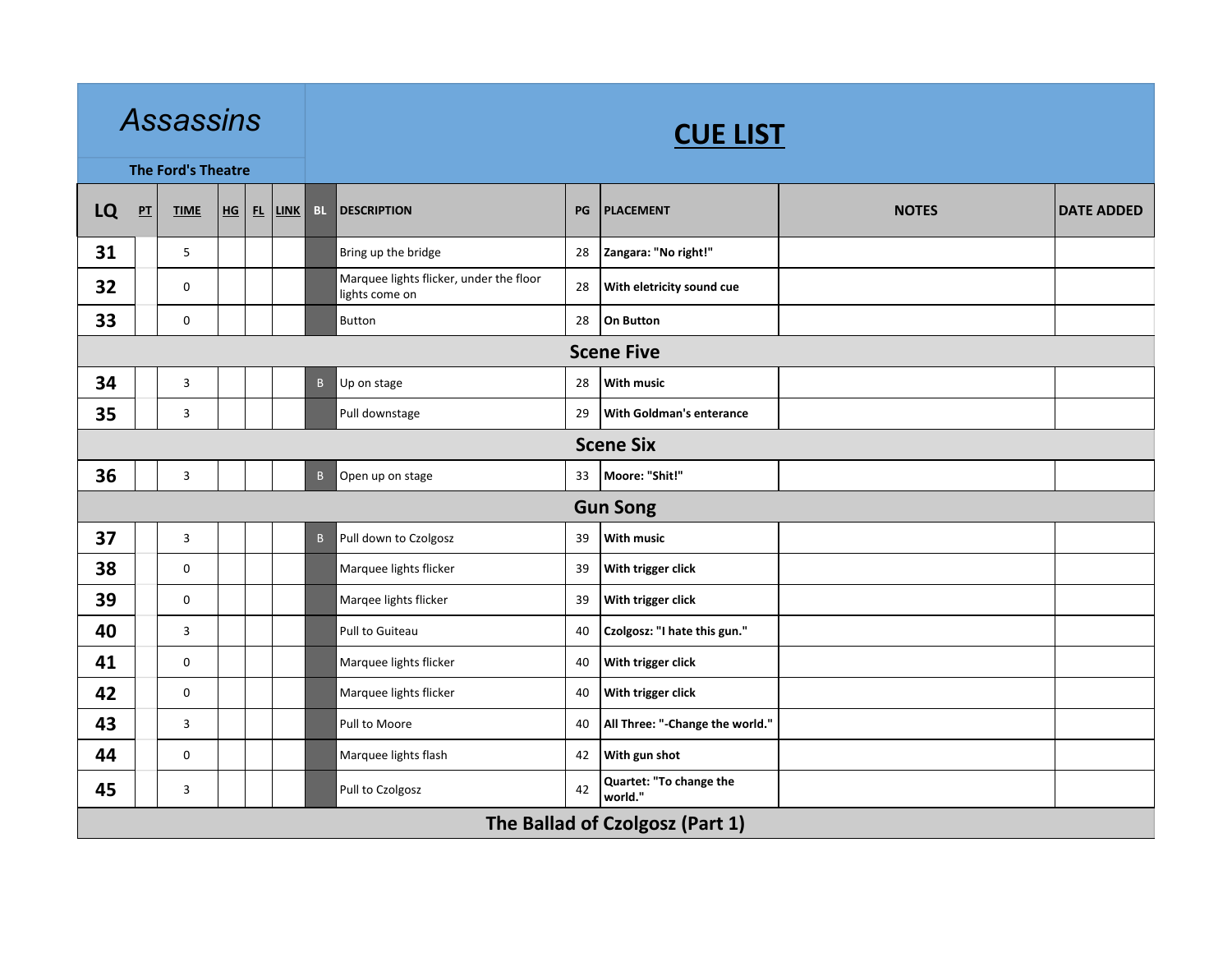# *Assassins*

**The Ford's Theatre**

## CUE LIST

| LQ | PT | TIME | HG | FL | LINK | BL | DESCRIPTION | PG | PLACEMENT | NOTES | DATE ADDED |
|---|---|---|---|---|---|---|---|---|---|---|---|
| **31** | | 5 | | | | | Bring up the bridge | 28 | **Zangara: "No right!"** | | |
| **32** | | 0 | | | | | Marquee lights flicker, under the floor lights come on | 28 | **With eletricity sound cue** | | |
| **33** | | 0 | | | | | Button | 28 | **On Button** | | |
| | | | | | | | **Scene Five** | | | | |
| **34** | | 3 | | | | B | Up on stage | 28 | **With music** | | |
| **35** | | 3 | | | | | Pull downstage | 29 | **With Goldman's enterance** | | |
| | | | | | | | **Scene Six** | | | | |
| **36** | | 3 | | | | B | Open up on stage | 33 | **Moore: "Shit!"** | | |
| | | | | | | | **Gun Song** | | | | |
| **37** | | 3 | | | | B | Pull down to Czolgosz | 39 | **With music** | | |
| **38** | | 0 | | | | | Marquee lights flicker | 39 | **With trigger click** | | |
| **39** | | 0 | | | | | Marqee lights flicker | 39 | **With trigger click** | | |
| **40** | | 3 | | | | | Pull to Guiteau | 40 | **Czolgosz: "I hate this gun."** | | |
| **41** | | 0 | | | | | Marquee lights flicker | 40 | **With trigger click** | | |
| **42** | | 0 | | | | | Marquee lights flicker | 40 | **With trigger click** | | |
| **43** | | 3 | | | | | Pull to Moore | 40 | **All Three: "-Change the world."** | | |
| **44** | | 0 | | | | | Marquee lights flash | 42 | **With gun shot** | | |
| **45** | | 3 | | | | | Pull to Czolgosz | 42 | **Quartet: "To change the world."** | | |
| | | | | | | | **The Ballad of Czolgosz (Part 1)** | | | | |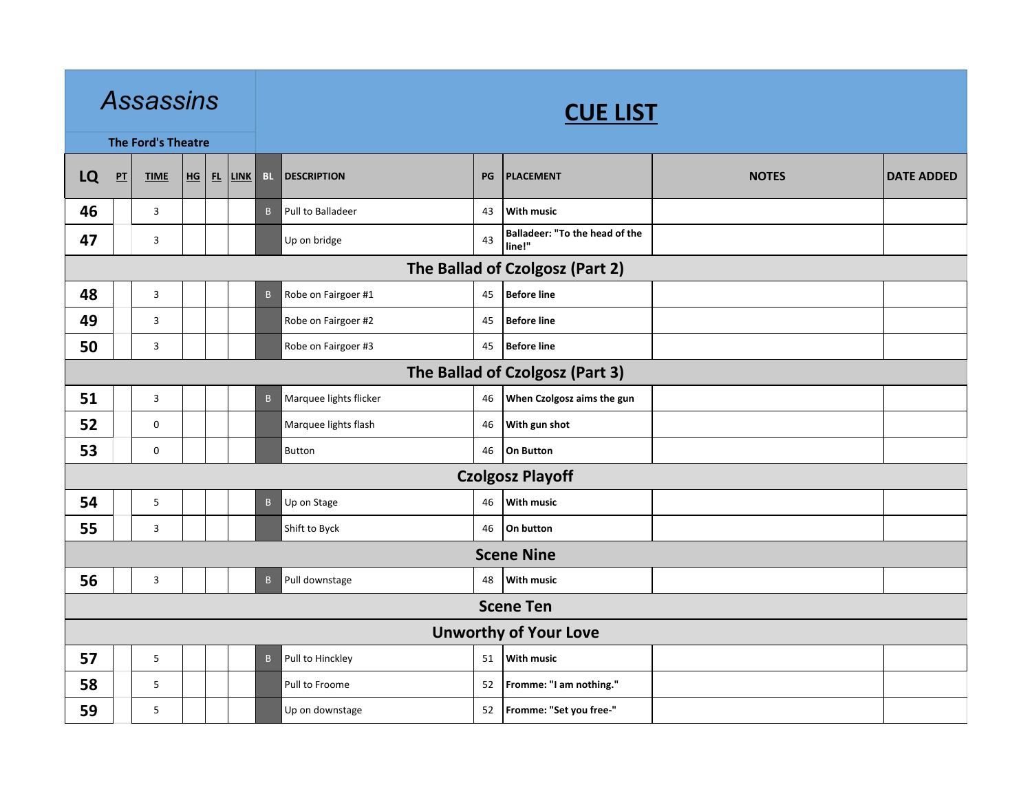| *Assassins* | | | | | | | **CUE LIST** | | | | |
|---|---|---|---|---|---|---|---|---|---|---|---|
| **The Ford's Theatre** | | | | | | | | | | | |
| **LQ** | **PT** | **TIME** | **HG** | **FL** | **LINK** | **BL** | **DESCRIPTION** | **PG** | **PLACEMENT** | **NOTES** | **DATE ADDED** |
| **46** | | 3 | | | | B | Pull to Balladeer | 43 | **With music** | | |
| **47** | | 3 | | | | | Up on bridge | 43 | **Balladeer: "To the head of the line!"** | | |
| **The Ballad of Czolgosz (Part 2)** | | | | | | | | | | | |
| **48** | | 3 | | | | B | Robe on Fairgoer #1 | 45 | **Before line** | | |
| **49** | | 3 | | | | | Robe on Fairgoer #2 | 45 | **Before line** | | |
| **50** | | 3 | | | | | Robe on Fairgoer #3 | 45 | **Before line** | | |
| **The Ballad of Czolgosz (Part 3)** | | | | | | | | | | | |
| **51** | | 3 | | | | B | Marquee lights flicker | 46 | **When Czolgosz aims the gun** | | |
| **52** | | 0 | | | | | Marquee lights flash | 46 | **With gun shot** | | |
| **53** | | 0 | | | | | Button | 46 | **On Button** | | |
| **Czolgosz Playoff** | | | | | | | | | | | |
| **54** | | 5 | | | | B | Up on Stage | 46 | **With music** | | |
| **55** | | 3 | | | | | Shift to Byck | 46 | **On button** | | |
| **Scene Nine** | | | | | | | | | | | |
| **56** | | 3 | | | | B | Pull downstage | 48 | **With music** | | |
| **Scene Ten** | | | | | | | | | | | |
| **Unworthy of Your Love** | | | | | | | | | | | |
| **57** | | 5 | | | | B | Pull to Hinckley | 51 | **With music** | | |
| **58** | | 5 | | | | | Pull to Froome | 52 | **Fromme: "I am nothing."** | | |
| **59** | | 5 | | | | | Up on downstage | 52 | **Fromme: "Set you free-"** | | |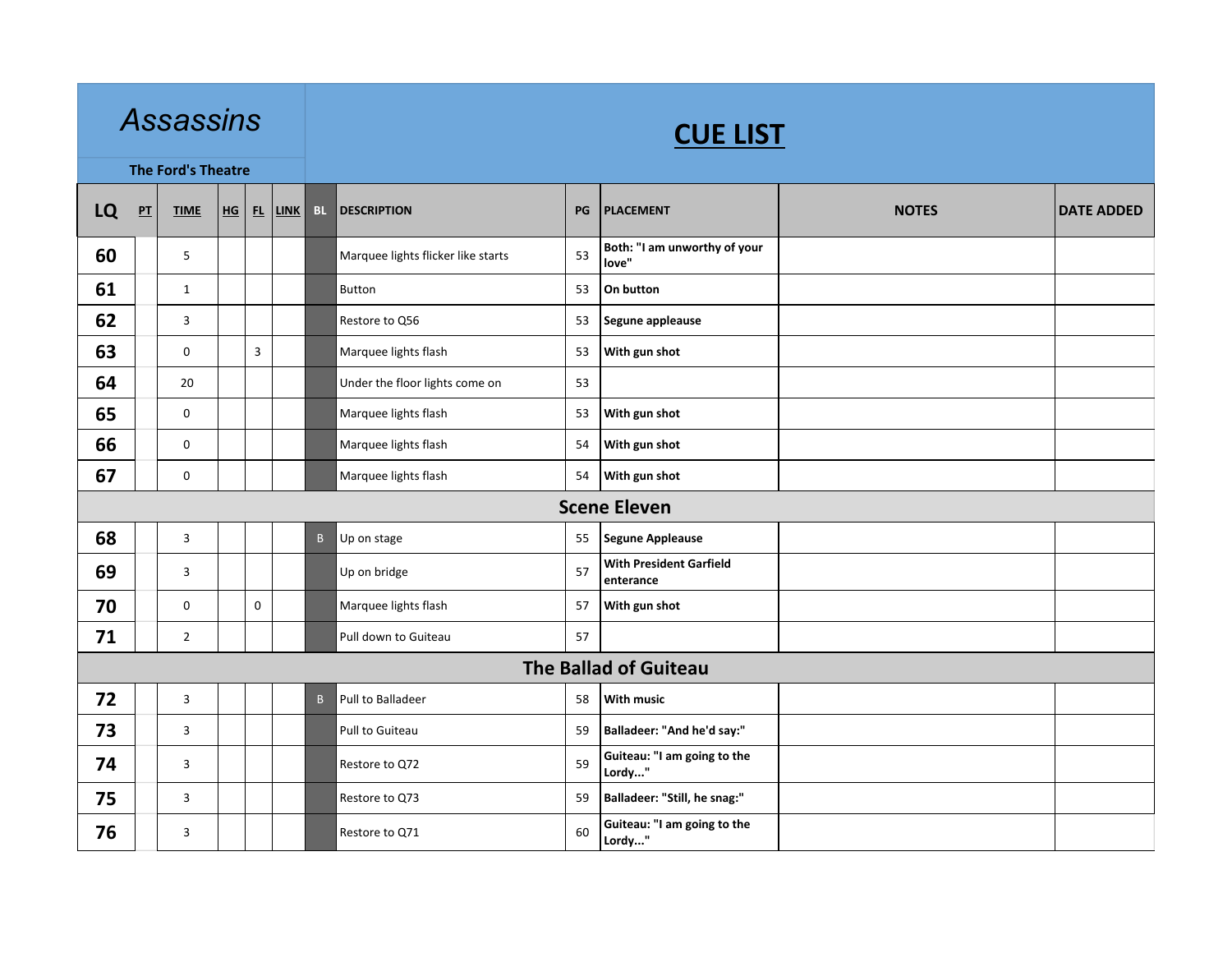# *Assassins*

**The Ford's Theatre**

## CUE LIST

| LQ | PT | TIME | HG | FL | LINK | BL | DESCRIPTION | PG | PLACEMENT | NOTES | DATE ADDED |
|---|---|---|---|---|---|---|---|---|---|---|---|
| **60** | | 5 | | | | | Marquee lights flicker like starts | 53 | **Both: "I am unworthy of your love"** | | |
| **61** | | 1 | | | | | Button | 53 | **On button** | | |
| **62** | | 3 | | | | | Restore to Q56 | 53 | **Segune appleause** | | |
| **63** | | 0 | | 3 | | | Marquee lights flash | 53 | **With gun shot** | | |
| **64** | | 20 | | | | | Under the floor lights come on | 53 | | | |
| **65** | | 0 | | | | | Marquee lights flash | 53 | **With gun shot** | | |
| **66** | | 0 | | | | | Marquee lights flash | 54 | **With gun shot** | | |
| **67** | | 0 | | | | | Marquee lights flash | 54 | **With gun shot** | | |
| **Scene Eleven** | | | | | | | | | | | |
| **68** | | 3 | | | | B | Up on stage | 55 | **Segune Appleause** | | |
| **69** | | 3 | | | | | Up on bridge | 57 | **With President Garfield enterance** | | |
| **70** | | 0 | | 0 | | | Marquee lights flash | 57 | **With gun shot** | | |
| **71** | | 2 | | | | | Pull down to Guiteau | 57 | | | |
| **The Ballad of Guiteau** | | | | | | | | | | | |
| **72** | | 3 | | | | B | Pull to Balladeer | 58 | **With music** | | |
| **73** | | 3 | | | | | Pull to Guiteau | 59 | **Balladeer: "And he'd say:"** | | |
| **74** | | 3 | | | | | Restore to Q72 | 59 | **Guiteau: "I am going to the Lordy..."** | | |
| **75** | | 3 | | | | | Restore to Q73 | 59 | **Balladeer: "Still, he snag:"** | | |
| **76** | | 3 | | | | | Restore to Q71 | 60 | **Guiteau: "I am going to the Lordy..."** | | |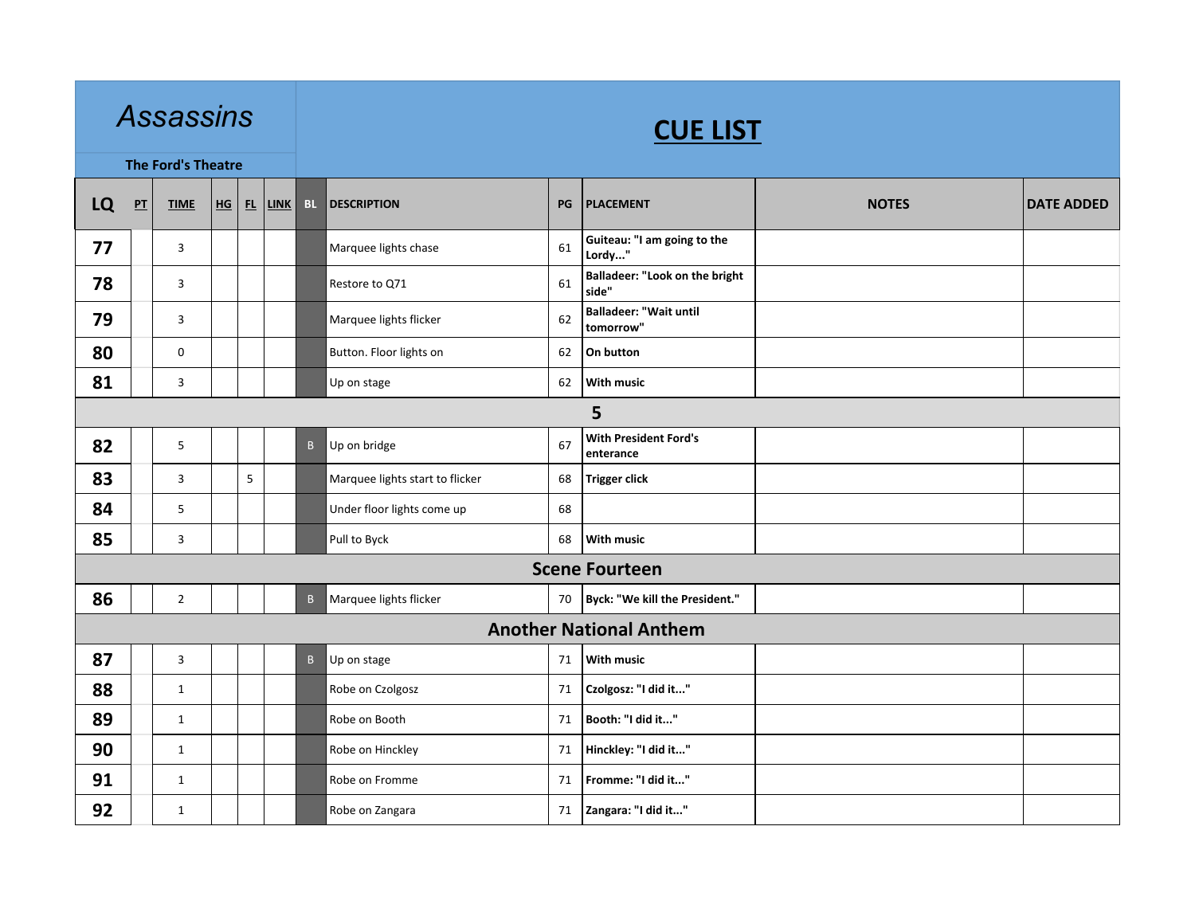# *Assassins*

**The Ford's Theatre**

## CUE LIST

| LQ | PT | TIME | HG | FL | LINK | BL | DESCRIPTION | PG | PLACEMENT | NOTES | DATE ADDED |
|---|---|---|---|---|---|---|---|---|---|---|---|
| **77** | | 3 | | | | | Marquee lights chase | 61 | **Guiteau: "I am going to the Lordy..."** | | |
| **78** | | 3 | | | | | Restore to Q71 | 61 | **Balladeer: "Look on the bright side"** | | |
| **79** | | 3 | | | | | Marquee lights flicker | 62 | **Balladeer: "Wait until tomorrow"** | | |
| **80** | | 0 | | | | | Button. Floor lights on | 62 | **On button** | | |
| **81** | | 3 | | | | | Up on stage | 62 | **With music** | | |
| | | | | | | | **5** | | | | |
| **82** | | 5 | | | | B | Up on bridge | 67 | **With President Ford's enterance** | | |
| **83** | | 3 | | 5 | | | Marquee lights start to flicker | 68 | **Trigger click** | | |
| **84** | | 5 | | | | | Under floor lights come up | 68 | | | |
| **85** | | 3 | | | | | Pull to Byck | 68 | **With music** | | |
| | | | | | | | **Scene Fourteen** | | | | |
| **86** | | 2 | | | | B | Marquee lights flicker | 70 | **Byck: "We kill the President."** | | |
| | | | | | | | **Another National Anthem** | | | | |
| **87** | | 3 | | | | B | Up on stage | 71 | **With music** | | |
| **88** | | 1 | | | | | Robe on Czolgosz | 71 | **Czolgosz: "I did it..."** | | |
| **89** | | 1 | | | | | Robe on Booth | 71 | **Booth: "I did it..."** | | |
| **90** | | 1 | | | | | Robe on Hinckley | 71 | **Hinckley: "I did it..."** | | |
| **91** | | 1 | | | | | Robe on Fromme | 71 | **Fromme: "I did it..."** | | |
| **92** | | 1 | | | | | Robe on Zangara | 71 | **Zangara: "I did it..."** | | |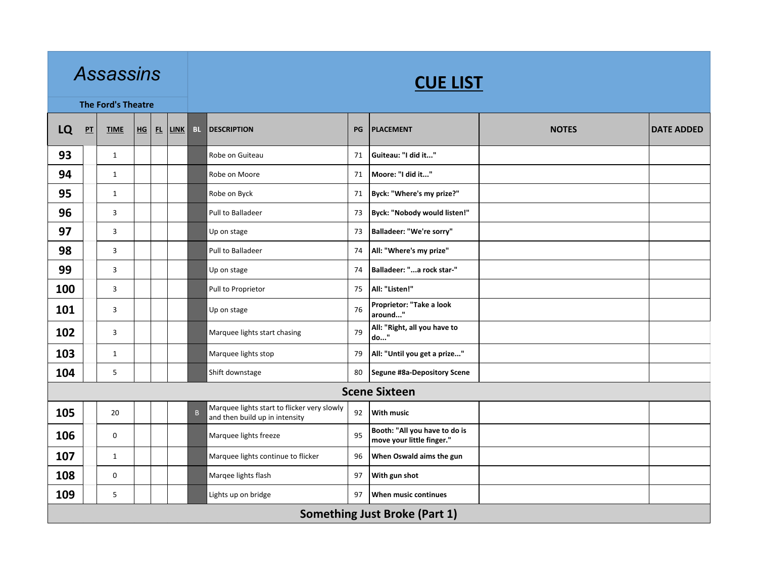# *Assassins*

**The Ford's Theatre**

## CUE LIST

| LQ | PT | TIME | HG | FL | LINK | BL | DESCRIPTION | PG | PLACEMENT | NOTES | DATE ADDED |
|---|---|---|---|---|---|---|---|---|---|---|---|
| **93** | | 1 | | | | | Robe on Guiteau | 71 | **Guiteau: "I did it..."** | | |
| **94** | | 1 | | | | | Robe on Moore | 71 | **Moore: "I did it..."** | | |
| **95** | | 1 | | | | | Robe on Byck | 71 | **Byck: "Where's my prize?"** | | |
| **96** | | 3 | | | | | Pull to Balladeer | 73 | **Byck: "Nobody would listen!"** | | |
| **97** | | 3 | | | | | Up on stage | 73 | **Balladeer: "We're sorry"** | | |
| **98** | | 3 | | | | | Pull to Balladeer | 74 | **All: "Where's my prize"** | | |
| **99** | | 3 | | | | | Up on stage | 74 | **Balladeer: "...a rock star-"** | | |
| **100** | | 3 | | | | | Pull to Proprietor | 75 | **All: "Listen!"** | | |
| **101** | | 3 | | | | | Up on stage | 76 | **Proprietor: "Take a look around..."** | | |
| **102** | | 3 | | | | | Marquee lights start chasing | 79 | **All: "Right, all you have to do..."** | | |
| **103** | | 1 | | | | | Marquee lights stop | 79 | **All: "Until you get a prize..."** | | |
| **104** | | 5 | | | | | Shift downstage | 80 | **Segune #8a-Depository Scene** | | |
| | | | | | | | **Scene Sixteen** | | | | |
| **105** | | 20 | | | | B | Marquee lights start to flicker very slowly and then build up in intensity | 92 | **With music** | | |
| **106** | | 0 | | | | | Marquee lights freeze | 95 | **Booth: "All you have to do is move your little finger."** | | |
| **107** | | 1 | | | | | Marquee lights continue to flicker | 96 | **When Oswald aims the gun** | | |
| **108** | | 0 | | | | | Marqee lights flash | 97 | **With gun shot** | | |
| **109** | | 5 | | | | | Lights up on bridge | 97 | **When music continues** | | |
| | | | | | | | **Something Just Broke (Part 1)** | | | | |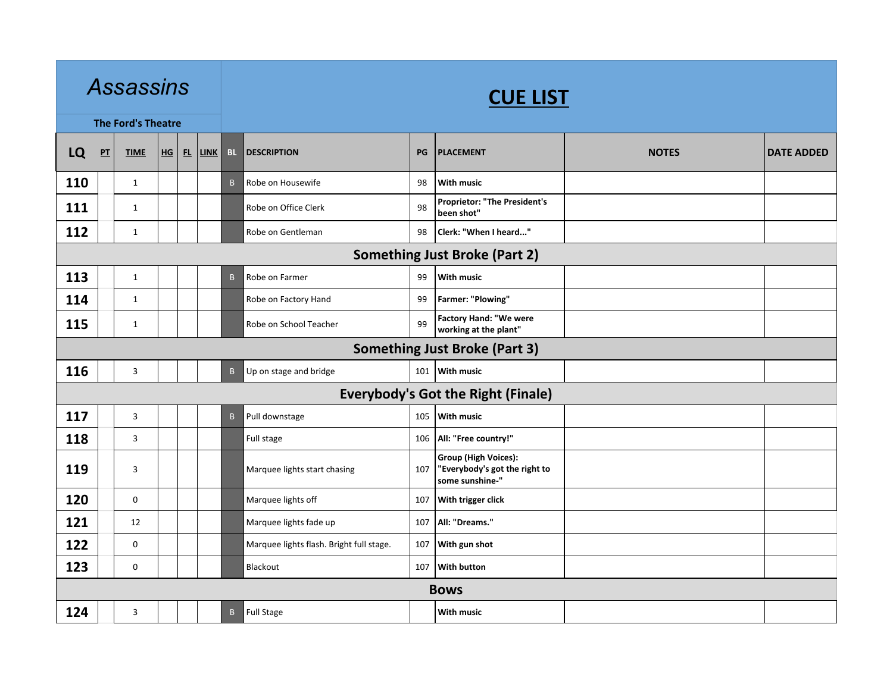# *Assassins*

**The Ford's Theatre**

## CUE LIST

| LQ | PT | TIME | HG | FL | LINK | BL | DESCRIPTION | PG | PLACEMENT | NOTES | DATE ADDED |
|---|---|---|---|---|---|---|---|---|---|---|---|
| **110** | | 1 | | | | B | Robe on Housewife | 98 | **With music** | | |
| **111** | | 1 | | | | | Robe on Office Clerk | 98 | **Proprietor: "The President's been shot"** | | |
| **112** | | 1 | | | | | Robe on Gentleman | 98 | **Clerk: "When I heard..."** | | |
| | | | | | | | **Something Just Broke (Part 2)** | | | | |
| **113** | | 1 | | | | B | Robe on Farmer | 99 | **With music** | | |
| **114** | | 1 | | | | | Robe on Factory Hand | 99 | **Farmer: "Plowing"** | | |
| **115** | | 1 | | | | | Robe on School Teacher | 99 | **Factory Hand: "We were working at the plant"** | | |
| | | | | | | | **Something Just Broke (Part 3)** | | | | |
| **116** | | 3 | | | | B | Up on stage and bridge | 101 | **With music** | | |
| | | | | | | | **Everybody's Got the Right (Finale)** | | | | |
| **117** | | 3 | | | | B | Pull downstage | 105 | **With music** | | |
| **118** | | 3 | | | | | Full stage | 106 | **All: "Free country!"** | | |
| **119** | | 3 | | | | | Marquee lights start chasing | 107 | **Group (High Voices): "Everybody's got the right to some sunshine-"** | | |
| **120** | | 0 | | | | | Marquee lights off | 107 | **With trigger click** | | |
| **121** | | 12 | | | | | Marquee lights fade up | 107 | **All: "Dreams."** | | |
| **122** | | 0 | | | | | Marquee lights flash. Bright full stage. | 107 | **With gun shot** | | |
| **123** | | 0 | | | | | Blackout | 107 | **With button** | | |
| | | | | | | | **Bows** | | | | |
| **124** | | 3 | | | | B | Full Stage | | **With music** | | |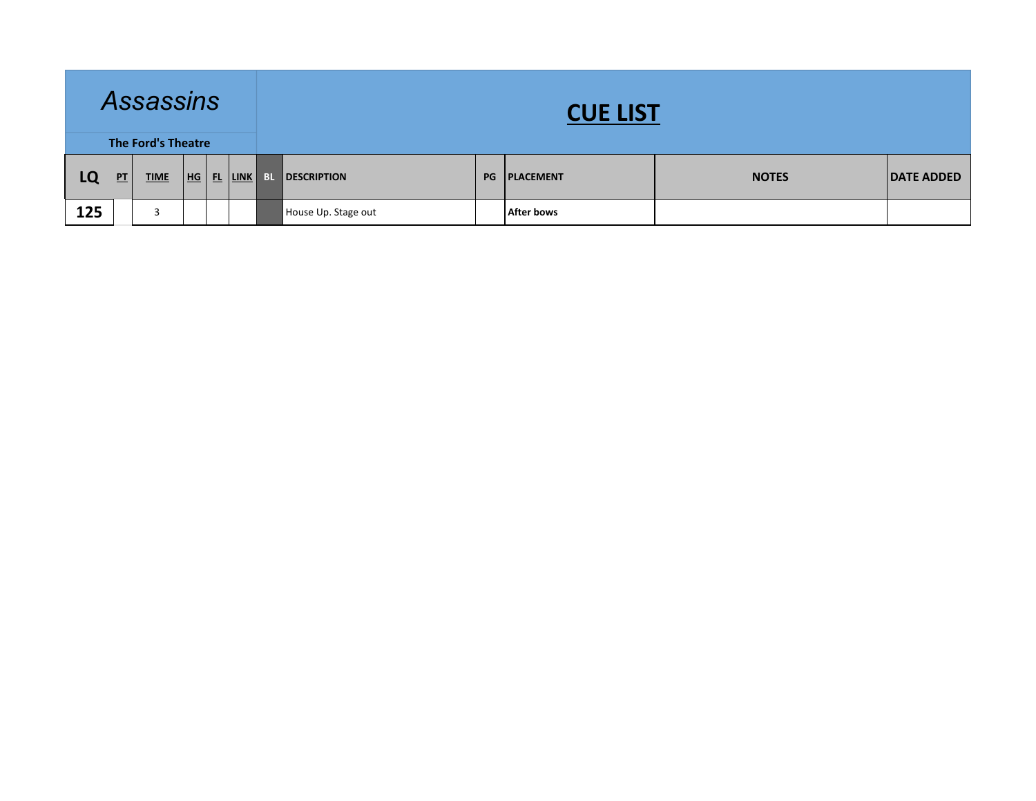*Assassins*

**The Ford's Theatre**

# CUE LIST

| LQ | PT | TIME | HG | FL | LINK | BL | DESCRIPTION | PG | PLACEMENT | NOTES | DATE ADDED |
|---|---|---|---|---|---|---|---|---|---|---|---|
| **125** | | 3 | | | | | House Up. Stage out | | **After bows** | | |